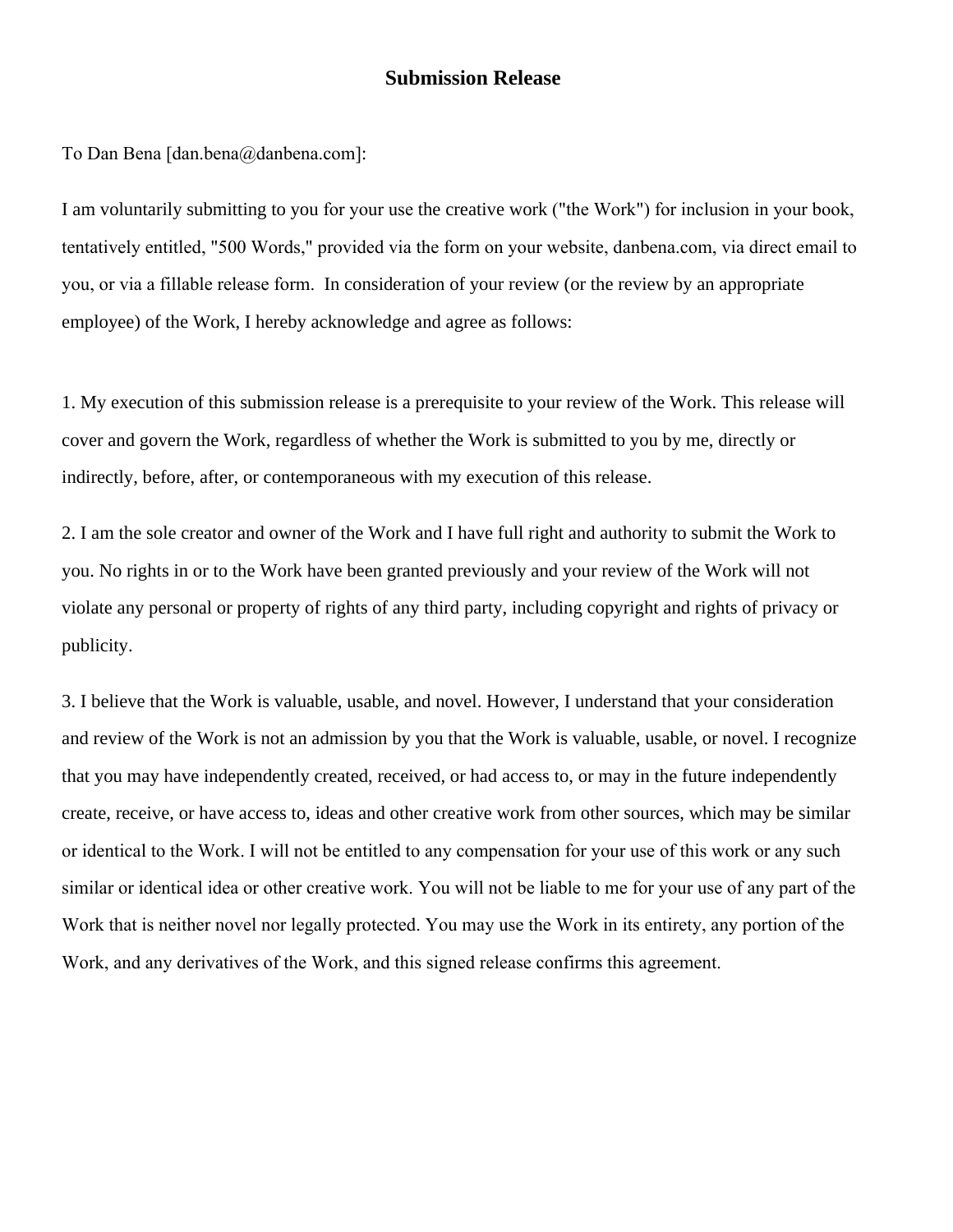# Submission Release

To Dan Bena [dan.bena@danbena.com]:

I am voluntarily submitting to you for your use the creative work ("the Work") for inclusion in your book, tentatively entitled, "500 Words," provided via the form on your website, danbena.com, via direct email to you, or via a fillable release form.  In consideration of your review (or the review by an appropriate employee) of the Work, I hereby acknowledge and agree as follows:

1. My execution of this submission release is a prerequisite to your review of the Work. This release will cover and govern the Work, regardless of whether the Work is submitted to you by me, directly or indirectly, before, after, or contemporaneous with my execution of this release.

2. I am the sole creator and owner of the Work and I have full right and authority to submit the Work to you. No rights in or to the Work have been granted previously and your review of the Work will not violate any personal or property of rights of any third party, including copyright and rights of privacy or publicity.

3. I believe that the Work is valuable, usable, and novel. However, I understand that your consideration and review of the Work is not an admission by you that the Work is valuable, usable, or novel. I recognize that you may have independently created, received, or had access to, or may in the future independently create, receive, or have access to, ideas and other creative work from other sources, which may be similar or identical to the Work. I will not be entitled to any compensation for your use of this work or any such similar or identical idea or other creative work. You will not be liable to me for your use of any part of the Work that is neither novel nor legally protected. You may use the Work in its entirety, any portion of the Work, and any derivatives of the Work, and this signed release confirms this agreement.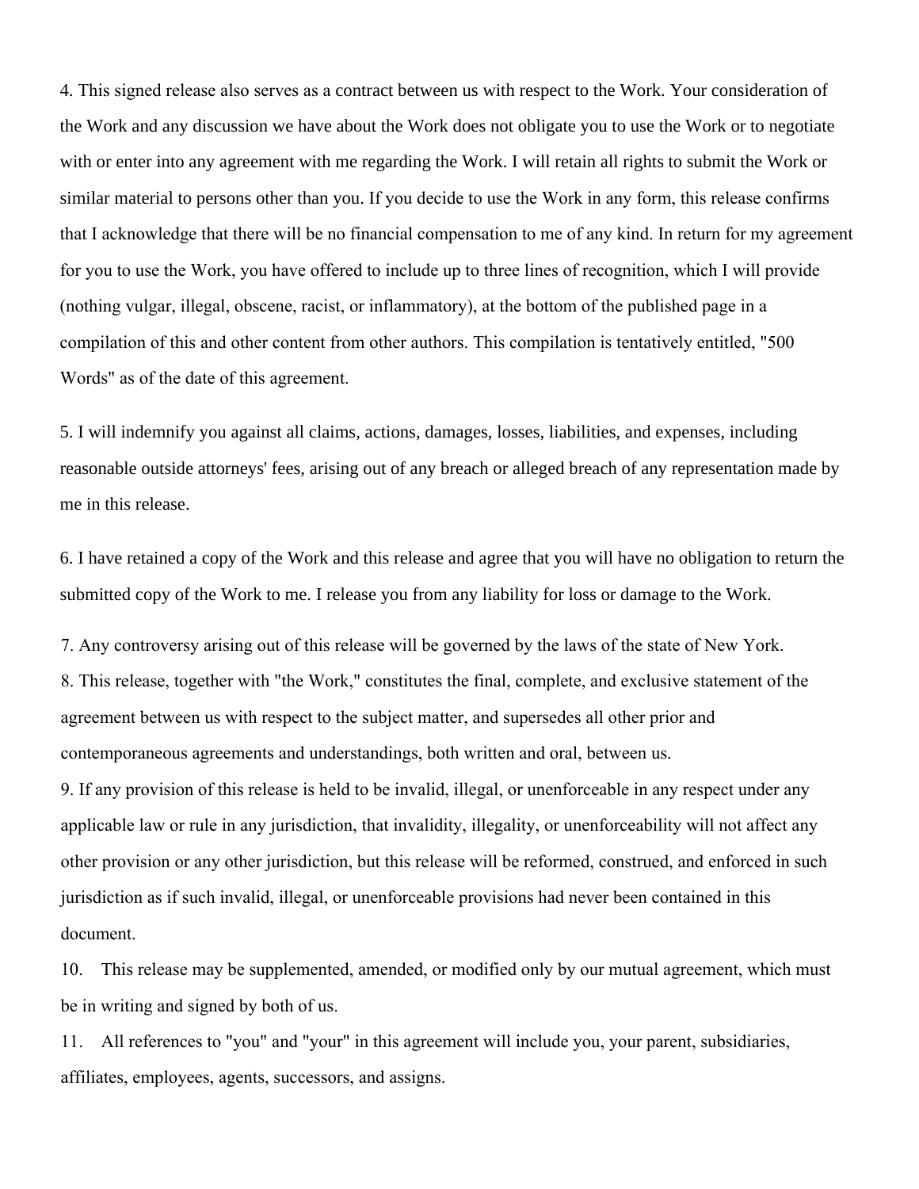4. This signed release also serves as a contract between us with respect to the Work. Your consideration of the Work and any discussion we have about the Work does not obligate you to use the Work or to negotiate with or enter into any agreement with me regarding the Work. I will retain all rights to submit the Work or similar material to persons other than you. If you decide to use the Work in any form, this release confirms that I acknowledge that there will be no financial compensation to me of any kind. In return for my agreement for you to use the Work, you have offered to include up to three lines of recognition, which I will provide (nothing vulgar, illegal, obscene, racist, or inflammatory), at the bottom of the published page in a compilation of this and other content from other authors. This compilation is tentatively entitled, "500 Words" as of the date of this agreement.

5. I will indemnify you against all claims, actions, damages, losses, liabilities, and expenses, including reasonable outside attorneys' fees, arising out of any breach or alleged breach of any representation made by me in this release.

6. I have retained a copy of the Work and this release and agree that you will have no obligation to return the submitted copy of the Work to me. I release you from any liability for loss or damage to the Work.

7. Any controversy arising out of this release will be governed by the laws of the state of New York.

8. This release, together with "the Work," constitutes the final, complete, and exclusive statement of the agreement between us with respect to the subject matter, and supersedes all other prior and contemporaneous agreements and understandings, both written and oral, between us.

9. If any provision of this release is held to be invalid, illegal, or unenforceable in any respect under any applicable law or rule in any jurisdiction, that invalidity, illegality, or unenforceability will not affect any other provision or any other jurisdiction, but this release will be reformed, construed, and enforced in such jurisdiction as if such invalid, illegal, or unenforceable provisions had never been contained in this document.

10. This release may be supplemented, amended, or modified only by our mutual agreement, which must be in writing and signed by both of us.

11. All references to "you" and "your" in this agreement will include you, your parent, subsidiaries, affiliates, employees, agents, successors, and assigns.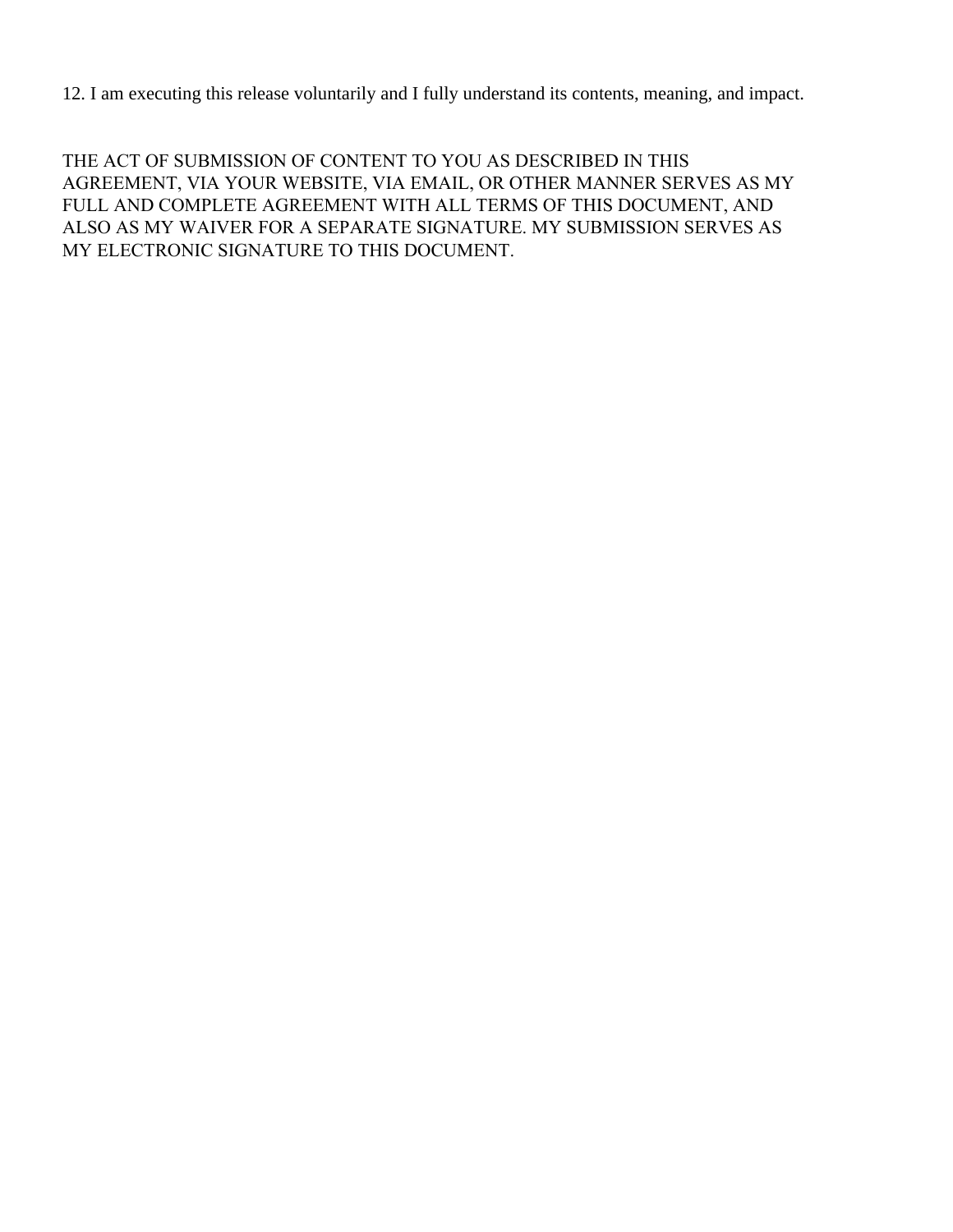12. I am executing this release voluntarily and I fully understand its contents, meaning, and impact.

THE ACT OF SUBMISSION OF CONTENT TO YOU AS DESCRIBED IN THIS AGREEMENT, VIA YOUR WEBSITE, VIA EMAIL, OR OTHER MANNER SERVES AS MY FULL AND COMPLETE AGREEMENT WITH ALL TERMS OF THIS DOCUMENT, AND ALSO AS MY WAIVER FOR A SEPARATE SIGNATURE. MY SUBMISSION SERVES AS MY ELECTRONIC SIGNATURE TO THIS DOCUMENT.